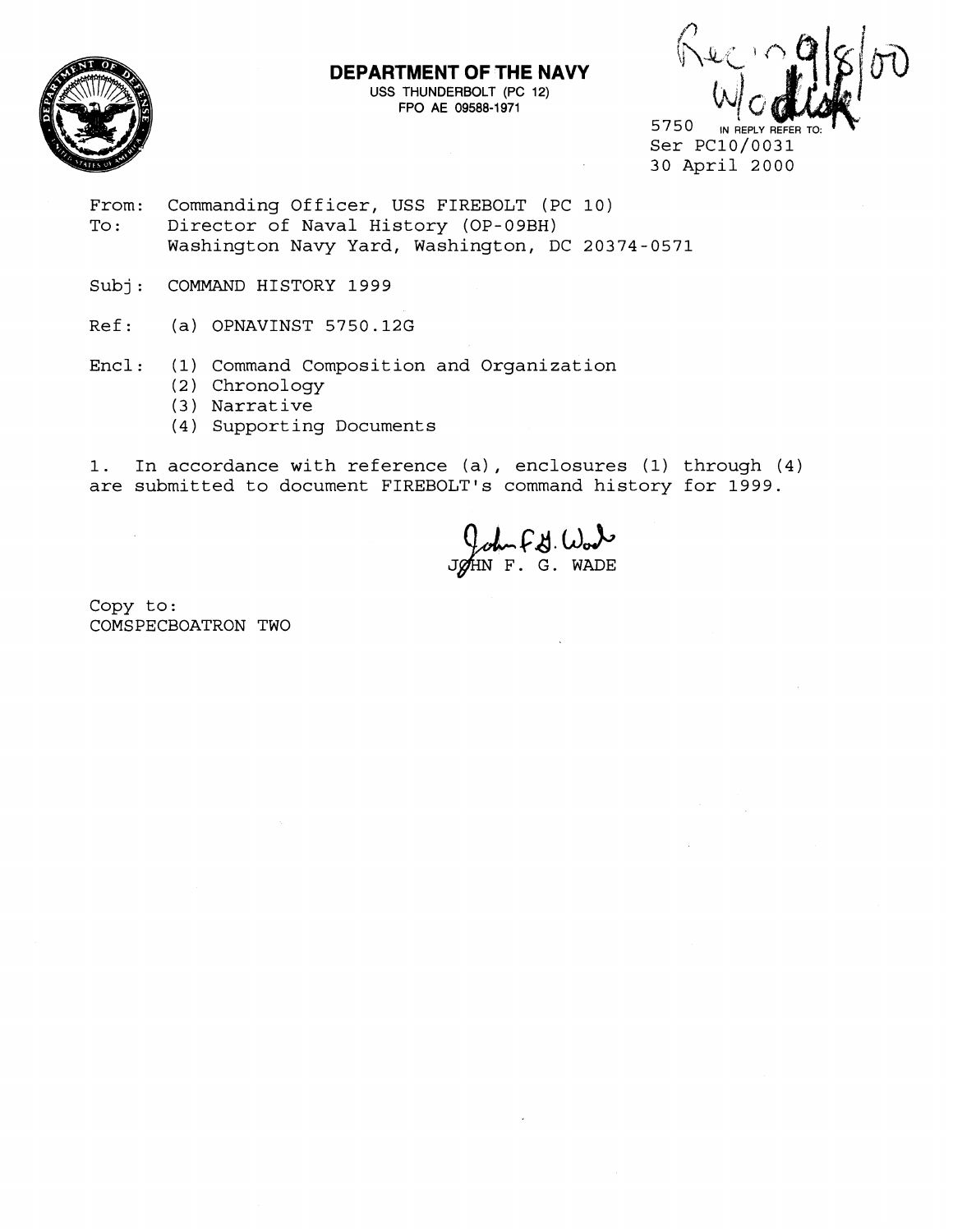**DEPARTMENT OF THE NAVY**
USS THUNDERBOLT (PC 12)
FPO AE 09588-1971

Rec'd 9/8/00
W/disk

5750 IN REPLY REFER TO:
Ser PC10/0031
30 April 2000

From: Commanding Officer, USS FIREBOLT (PC 10)
To: Director of Naval History (OP-09BH)
Washington Navy Yard, Washington, DC 20374-0571

Subj: COMMAND HISTORY 1999

Ref: (a) OPNAVINST 5750.12G

Encl: (1) Command Composition and Organization
(2) Chronology
(3) Narrative
(4) Supporting Documents

1. In accordance with reference (a), enclosures (1) through (4) are submitted to document FIREBOLT's command history for 1999.

JOHN F. G. WADE

Copy to:
COMSPECBOATRON TWO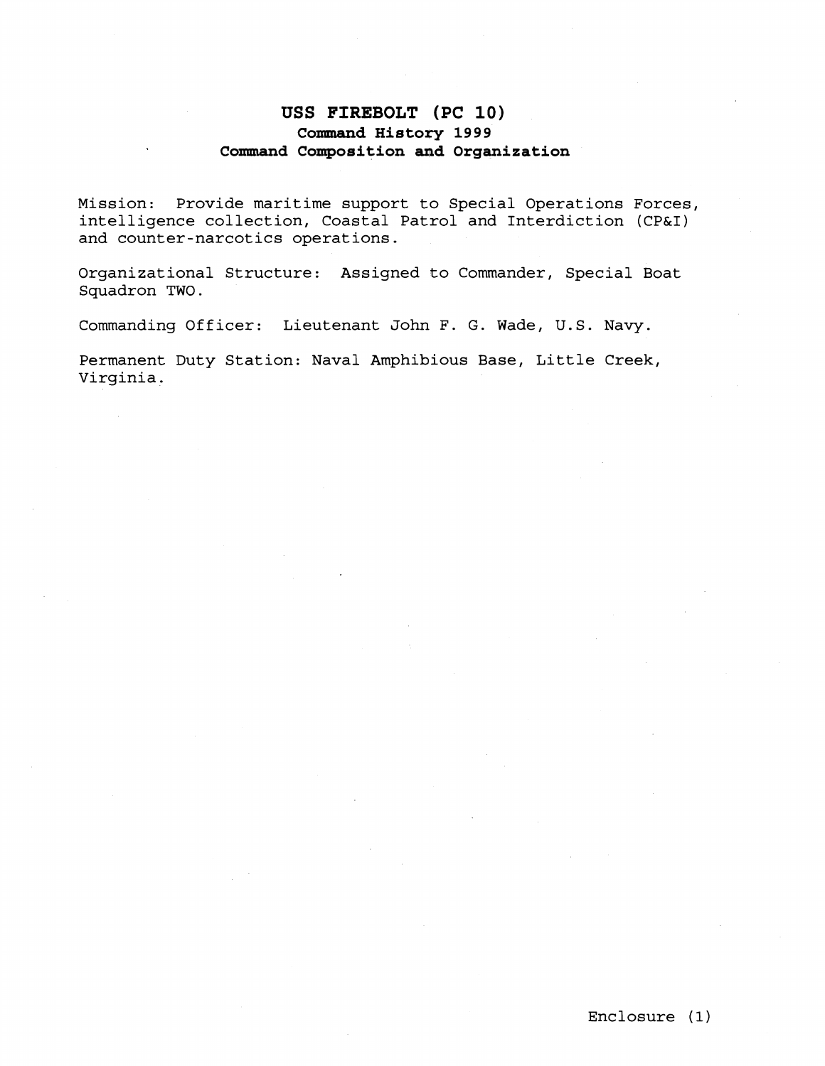# USS FIREBOLT (PC 10)
## Command History 1999
## Command Composition and Organization

Mission: Provide maritime support to Special Operations Forces, intelligence collection, Coastal Patrol and Interdiction (CP&I) and counter-narcotics operations.

Organizational Structure: Assigned to Commander, Special Boat Squadron TWO.

Commanding Officer: Lieutenant John F. G. Wade, U.S. Navy.

Permanent Duty Station: Naval Amphibious Base, Little Creek, Virginia.

Enclosure (1)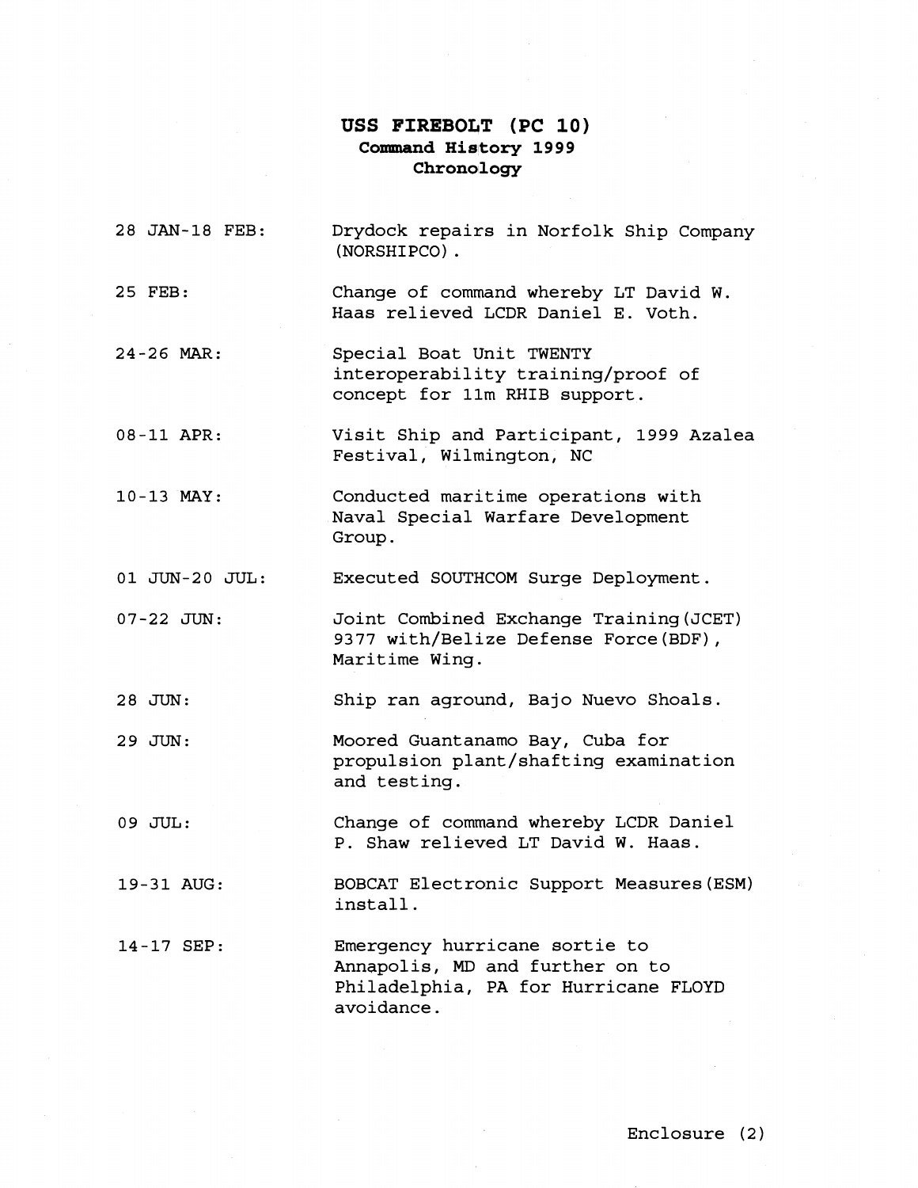# USS FIREBOLT (PC 10)
## Command History 1999
### Chronology

| | |
|---|---|
| 28 JAN-18 FEB: | Drydock repairs in Norfolk Ship Company (NORSHIPCO). |
| 25 FEB: | Change of command whereby LT David W. Haas relieved LCDR Daniel E. Voth. |
| 24-26 MAR: | Special Boat Unit TWENTY interoperability training/proof of concept for 11m RHIB support. |
| 08-11 APR: | Visit Ship and Participant, 1999 Azalea Festival, Wilmington, NC |
| 10-13 MAY: | Conducted maritime operations with Naval Special Warfare Development Group. |
| 01 JUN-20 JUL: | Executed SOUTHCOM Surge Deployment. |
| 07-22 JUN: | Joint Combined Exchange Training(JCET) 9377 with/Belize Defense Force(BDF), Maritime Wing. |
| 28 JUN: | Ship ran aground, Bajo Nuevo Shoals. |
| 29 JUN: | Moored Guantanamo Bay, Cuba for propulsion plant/shafting examination and testing. |
| 09 JUL: | Change of command whereby LCDR Daniel P. Shaw relieved LT David W. Haas. |
| 19-31 AUG: | BOBCAT Electronic Support Measures(ESM) install. |
| 14-17 SEP: | Emergency hurricane sortie to Annapolis, MD and further on to Philadelphia, PA for Hurricane FLOYD avoidance. |

Enclosure (2)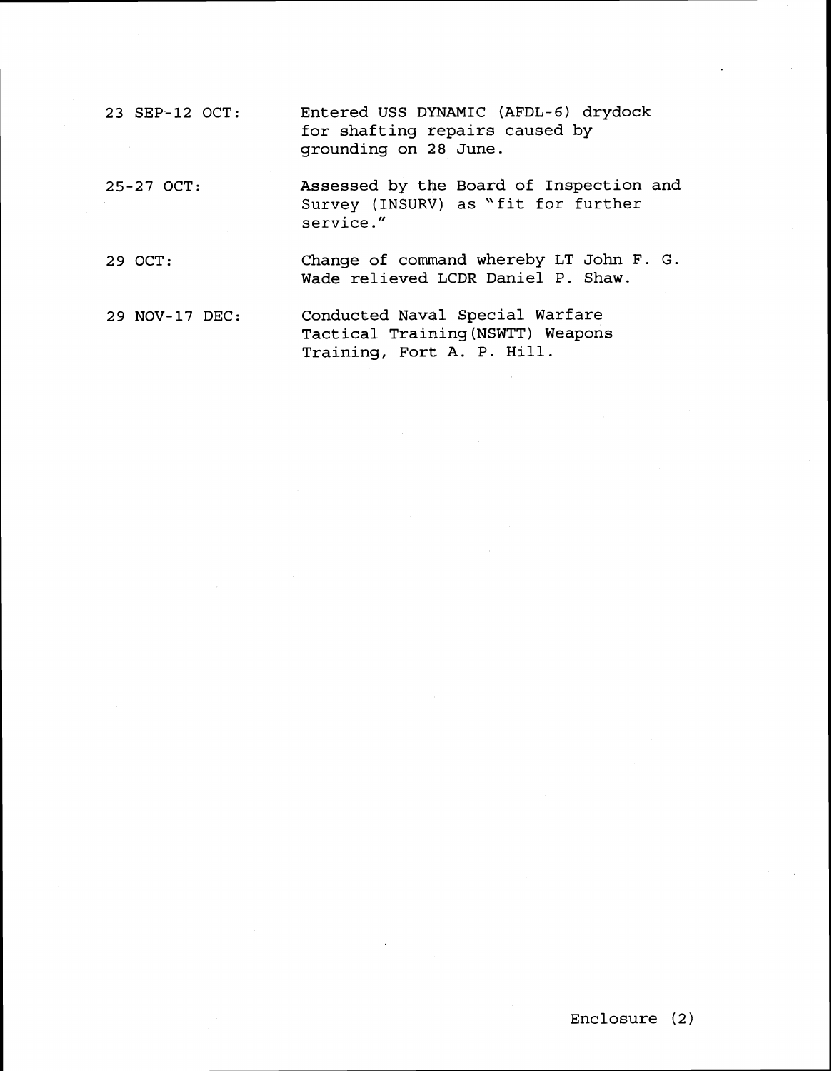23 SEP-12 OCT: Entered USS DYNAMIC (AFDL-6) drydock for shafting repairs caused by grounding on 28 June.

25-27 OCT: Assessed by the Board of Inspection and Survey (INSURV) as "fit for further service."

29 OCT: Change of command whereby LT John F. G. Wade relieved LCDR Daniel P. Shaw.

29 NOV-17 DEC: Conducted Naval Special Warfare Tactical Training(NSWTT) Weapons Training, Fort A. P. Hill.

Enclosure (2)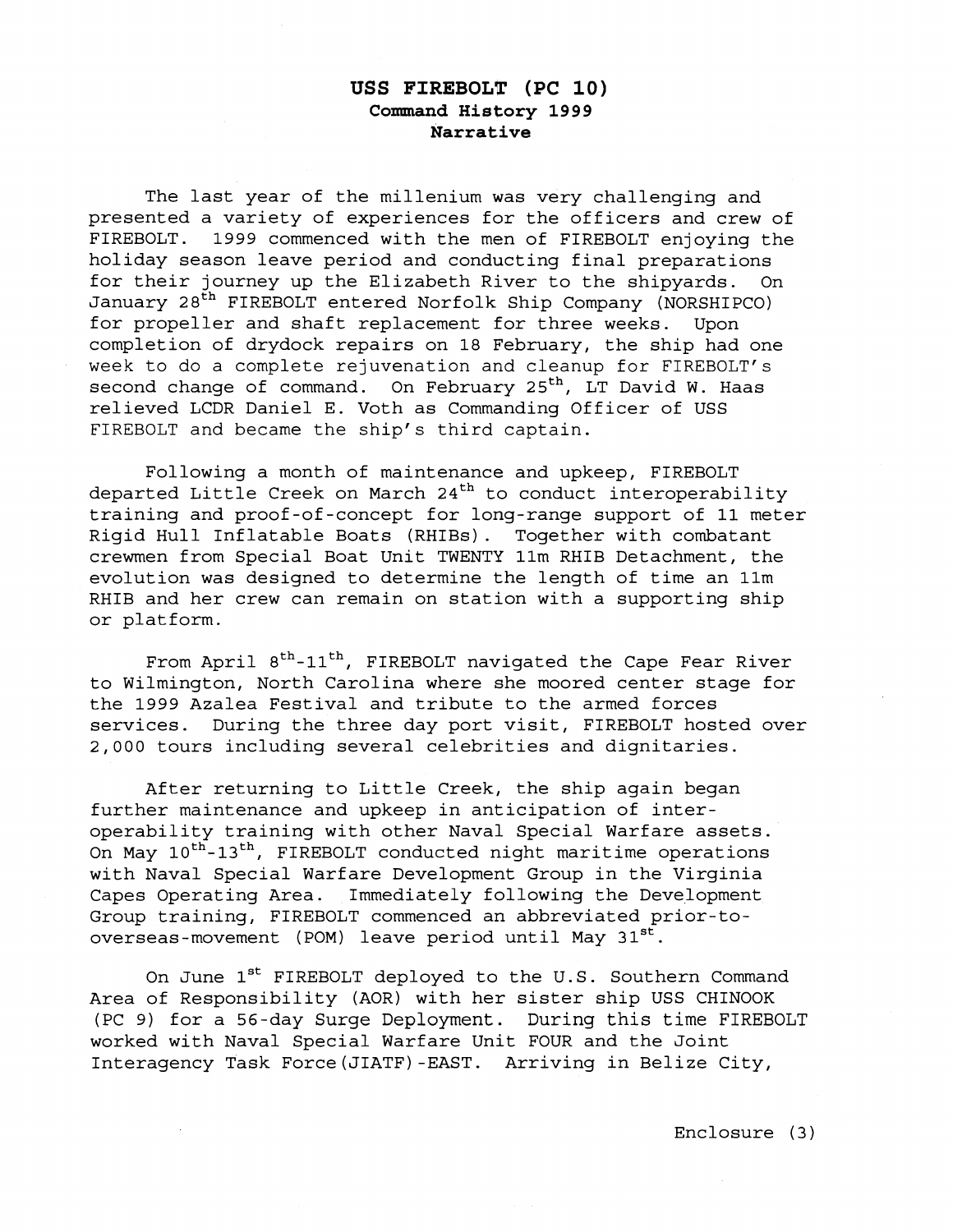# USS FIREBOLT (PC 10)
## Command History 1999
### Narrative

The last year of the millenium was very challenging and presented a variety of experiences for the officers and crew of FIREBOLT. 1999 commenced with the men of FIREBOLT enjoying the holiday season leave period and conducting final preparations for their journey up the Elizabeth River to the shipyards. On January 28th FIREBOLT entered Norfolk Ship Company (NORSHIPCO) for propeller and shaft replacement for three weeks. Upon completion of drydock repairs on 18 February, the ship had one week to do a complete rejuvenation and cleanup for FIREBOLT's second change of command. On February 25th, LT David W. Haas relieved LCDR Daniel E. Voth as Commanding Officer of USS FIREBOLT and became the ship's third captain.

Following a month of maintenance and upkeep, FIREBOLT departed Little Creek on March 24th to conduct interoperability training and proof-of-concept for long-range support of 11 meter Rigid Hull Inflatable Boats (RHIBs). Together with combatant crewmen from Special Boat Unit TWENTY 11m RHIB Detachment, the evolution was designed to determine the length of time an 11m RHIB and her crew can remain on station with a supporting ship or platform.

From April 8th-11th, FIREBOLT navigated the Cape Fear River to Wilmington, North Carolina where she moored center stage for the 1999 Azalea Festival and tribute to the armed forces services. During the three day port visit, FIREBOLT hosted over 2,000 tours including several celebrities and dignitaries.

After returning to Little Creek, the ship again began further maintenance and upkeep in anticipation of inter-operability training with other Naval Special Warfare assets. On May 10th-13th, FIREBOLT conducted night maritime operations with Naval Special Warfare Development Group in the Virginia Capes Operating Area. Immediately following the Development Group training, FIREBOLT commenced an abbreviated prior-to-overseas-movement (POM) leave period until May 31st.

On June 1st FIREBOLT deployed to the U.S. Southern Command Area of Responsibility (AOR) with her sister ship USS CHINOOK (PC 9) for a 56-day Surge Deployment. During this time FIREBOLT worked with Naval Special Warfare Unit FOUR and the Joint Interagency Task Force(JIATF)-EAST. Arriving in Belize City,

Enclosure (3)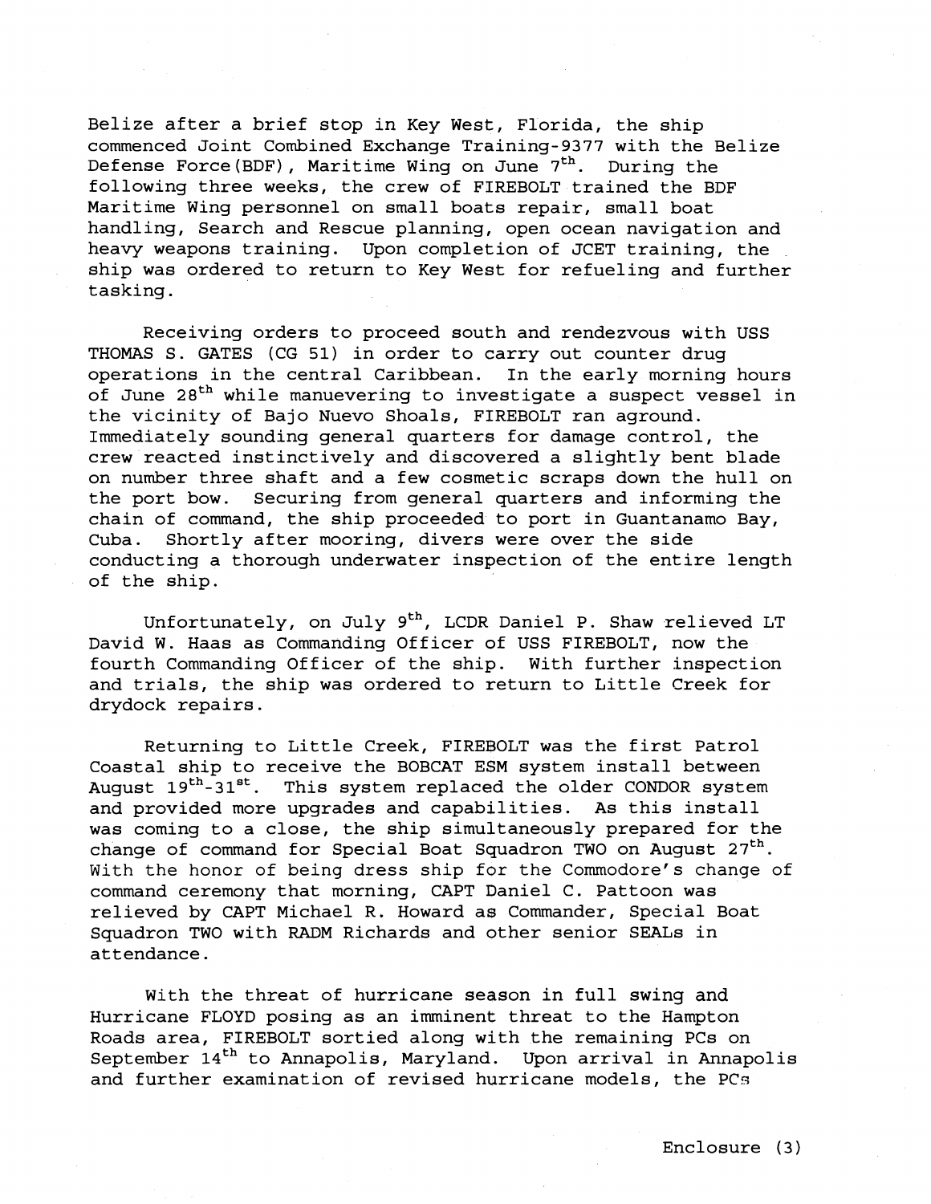Belize after a brief stop in Key West, Florida, the ship commenced Joint Combined Exchange Training-9377 with the Belize Defense Force(BDF), Maritime Wing on June 7th. During the following three weeks, the crew of FIREBOLT trained the BDF Maritime Wing personnel on small boats repair, small boat handling, Search and Rescue planning, open ocean navigation and heavy weapons training. Upon completion of JCET training, the ship was ordered to return to Key West for refueling and further tasking.

Receiving orders to proceed south and rendezvous with USS THOMAS S. GATES (CG 51) in order to carry out counter drug operations in the central Caribbean. In the early morning hours of June 28th while manuevering to investigate a suspect vessel in the vicinity of Bajo Nuevo Shoals, FIREBOLT ran aground. Immediately sounding general quarters for damage control, the crew reacted instinctively and discovered a slightly bent blade on number three shaft and a few cosmetic scraps down the hull on the port bow. Securing from general quarters and informing the chain of command, the ship proceeded to port in Guantanamo Bay, Cuba. Shortly after mooring, divers were over the side conducting a thorough underwater inspection of the entire length of the ship.

Unfortunately, on July 9th, LCDR Daniel P. Shaw relieved LT David W. Haas as Commanding Officer of USS FIREBOLT, now the fourth Commanding Officer of the ship. With further inspection and trials, the ship was ordered to return to Little Creek for drydock repairs.

Returning to Little Creek, FIREBOLT was the first Patrol Coastal ship to receive the BOBCAT ESM system install between August 19th-31st. This system replaced the older CONDOR system and provided more upgrades and capabilities. As this install was coming to a close, the ship simultaneously prepared for the change of command for Special Boat Squadron TWO on August 27th. With the honor of being dress ship for the Commodore's change of command ceremony that morning, CAPT Daniel C. Pattoon was relieved by CAPT Michael R. Howard as Commander, Special Boat Squadron TWO with RADM Richards and other senior SEALs in attendance.

With the threat of hurricane season in full swing and Hurricane FLOYD posing as an imminent threat to the Hampton Roads area, FIREBOLT sortied along with the remaining PCs on September 14th to Annapolis, Maryland. Upon arrival in Annapolis and further examination of revised hurricane models, the PCs

Enclosure (3)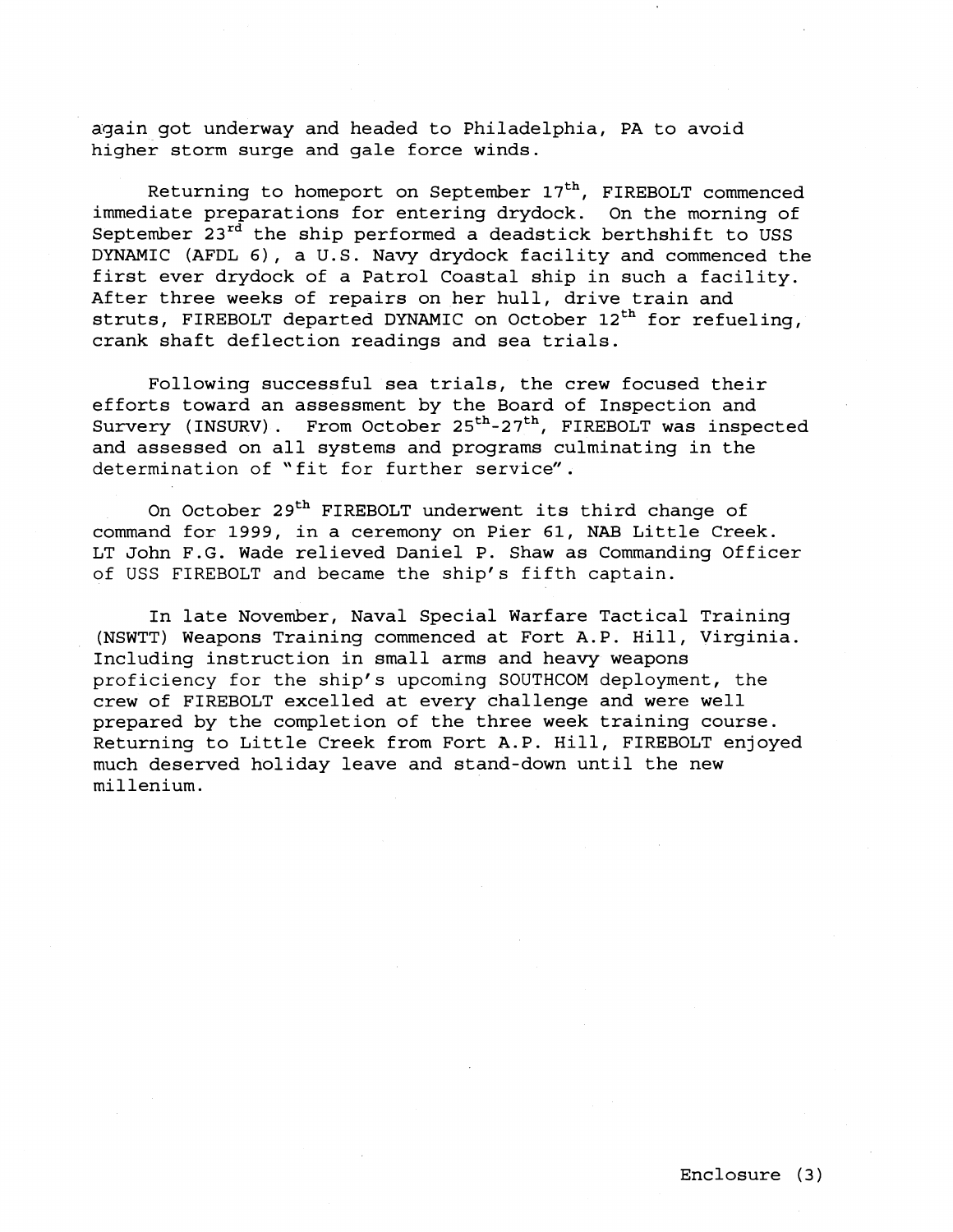again got underway and headed to Philadelphia, PA to avoid higher storm surge and gale force winds.

Returning to homeport on September 17th, FIREBOLT commenced immediate preparations for entering drydock. On the morning of September 23rd the ship performed a deadstick berthshift to USS DYNAMIC (AFDL 6), a U.S. Navy drydock facility and commenced the first ever drydock of a Patrol Coastal ship in such a facility. After three weeks of repairs on her hull, drive train and struts, FIREBOLT departed DYNAMIC on October 12th for refueling, crank shaft deflection readings and sea trials.

Following successful sea trials, the crew focused their efforts toward an assessment by the Board of Inspection and Survery (INSURV). From October 25th-27th, FIREBOLT was inspected and assessed on all systems and programs culminating in the determination of "fit for further service".

On October 29th FIREBOLT underwent its third change of command for 1999, in a ceremony on Pier 61, NAB Little Creek. LT John F.G. Wade relieved Daniel P. Shaw as Commanding Officer of USS FIREBOLT and became the ship's fifth captain.

In late November, Naval Special Warfare Tactical Training (NSWTT) Weapons Training commenced at Fort A.P. Hill, Virginia. Including instruction in small arms and heavy weapons proficiency for the ship's upcoming SOUTHCOM deployment, the crew of FIREBOLT excelled at every challenge and were well prepared by the completion of the three week training course. Returning to Little Creek from Fort A.P. Hill, FIREBOLT enjoyed much deserved holiday leave and stand-down until the new millenium.

Enclosure (3)